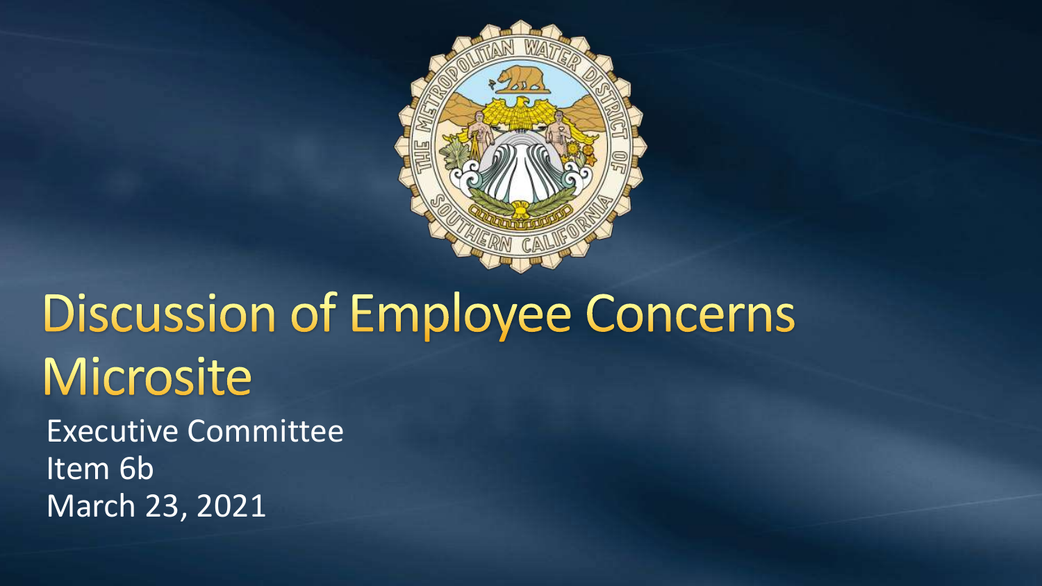# Discussion of Employee Concerns Microsite

Executive Committee
Item 6b
March 23, 2021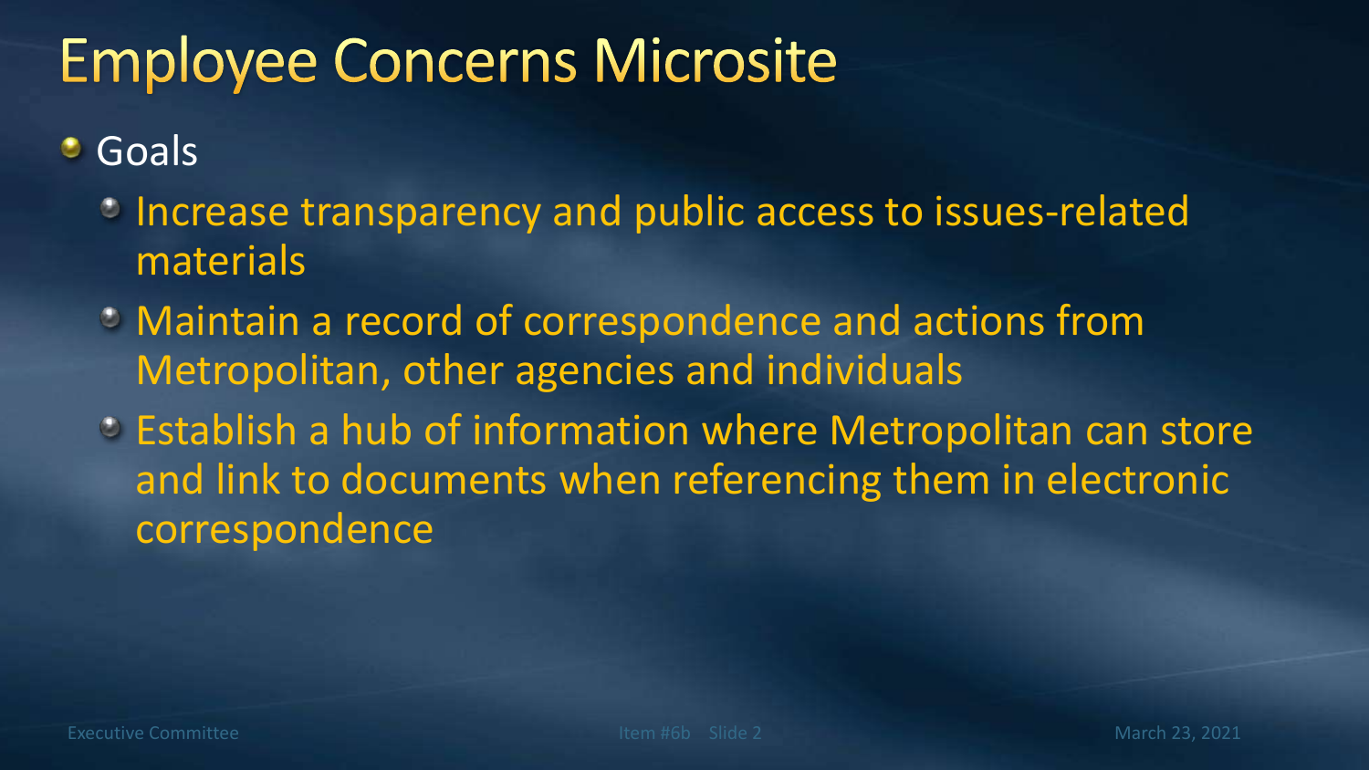# Employee Concerns Microsite

- Goals
  - Increase transparency and public access to issues-related materials
  - Maintain a record of correspondence and actions from Metropolitan, other agencies and individuals
  - Establish a hub of information where Metropolitan can store and link to documents when referencing them in electronic correspondence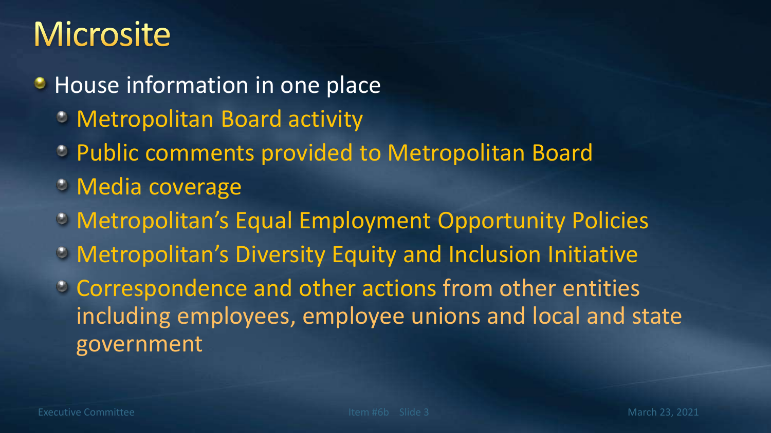# Microsite

- House information in one place
  - Metropolitan Board activity
  - Public comments provided to Metropolitan Board
  - Media coverage
  - Metropolitan's Equal Employment Opportunity Policies
  - Metropolitan's Diversity Equity and Inclusion Initiative
  - Correspondence and other actions from other entities including employees, employee unions and local and state government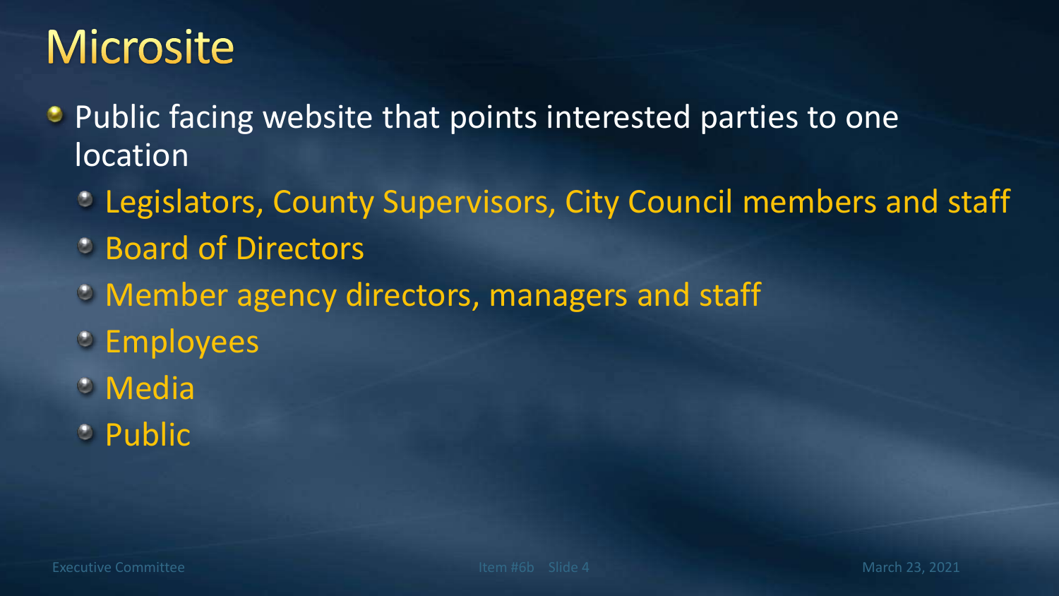# Microsite

- Public facing website that points interested parties to one location
  - Legislators, County Supervisors, City Council members and staff
  - Board of Directors
  - Member agency directors, managers and staff
  - Employees
  - Media
  - Public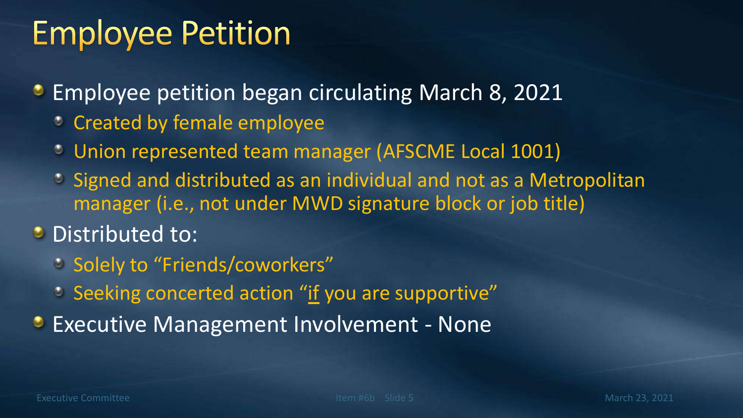# Employee Petition

- Employee petition began circulating March 8, 2021
  - Created by female employee
  - Union represented team manager (AFSCME Local 1001)
  - Signed and distributed as an individual and not as a Metropolitan manager (i.e., not under MWD signature block or job title)
- Distributed to:
  - Solely to "Friends/coworkers"
  - Seeking concerted action "<u>if</u> you are supportive"
- Executive Management Involvement - None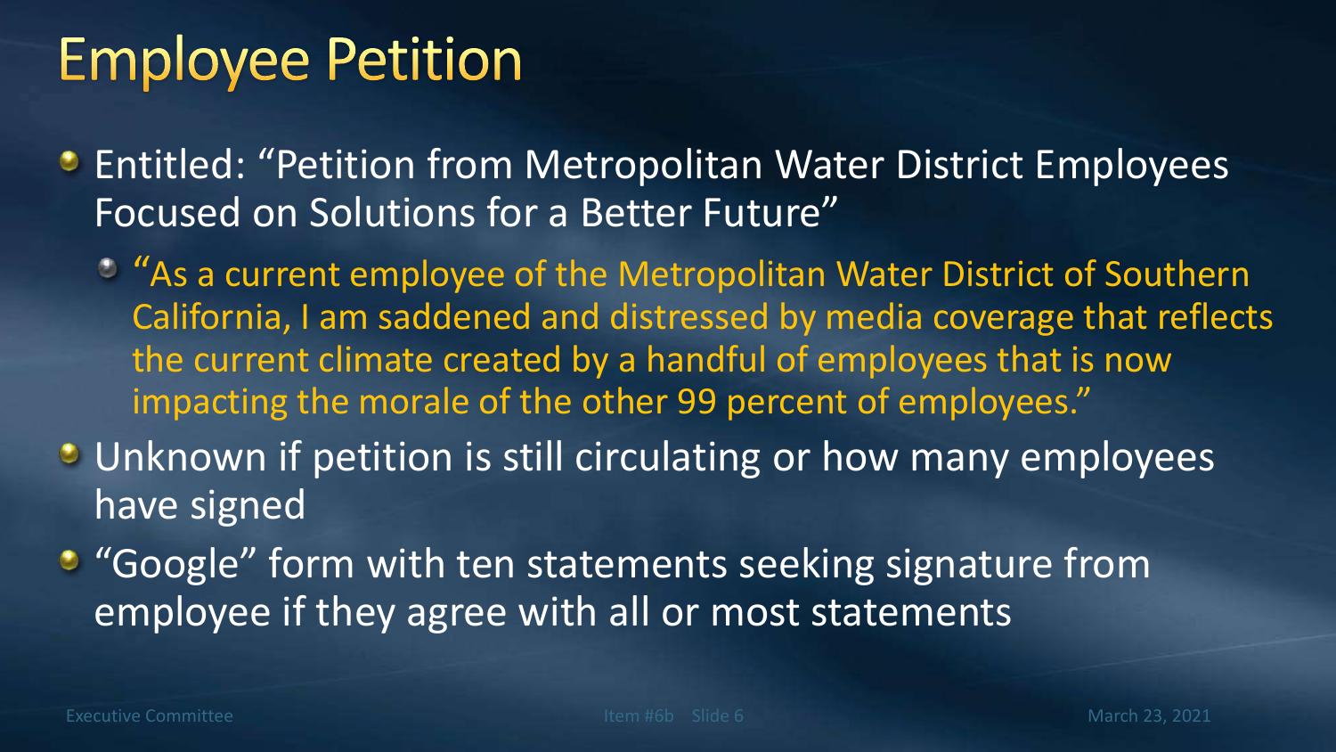# Employee Petition

- Entitled: "Petition from Metropolitan Water District Employees Focused on Solutions for a Better Future"
  - "As a current employee of the Metropolitan Water District of Southern California, I am saddened and distressed by media coverage that reflects the current climate created by a handful of employees that is now impacting the morale of the other 99 percent of employees."
- Unknown if petition is still circulating or how many employees have signed
- "Google" form with ten statements seeking signature from employee if they agree with all or most statements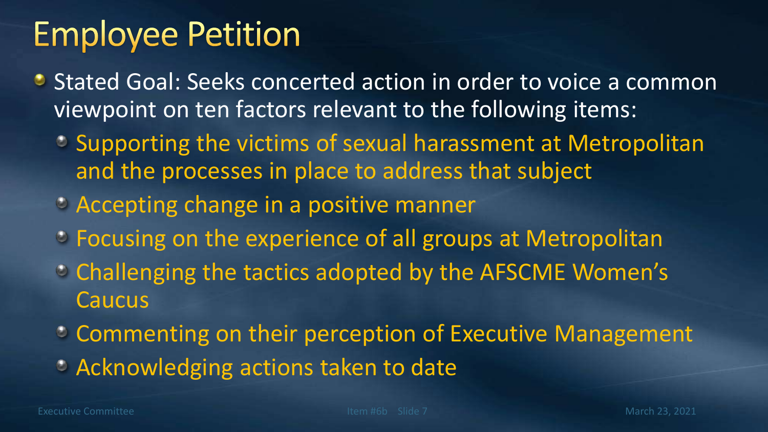# Employee Petition

- Stated Goal: Seeks concerted action in order to voice a common viewpoint on ten factors relevant to the following items:
  - Supporting the victims of sexual harassment at Metropolitan and the processes in place to address that subject
  - Accepting change in a positive manner
  - Focusing on the experience of all groups at Metropolitan
  - Challenging the tactics adopted by the AFSCME Women's Caucus
  - Commenting on their perception of Executive Management
  - Acknowledging actions taken to date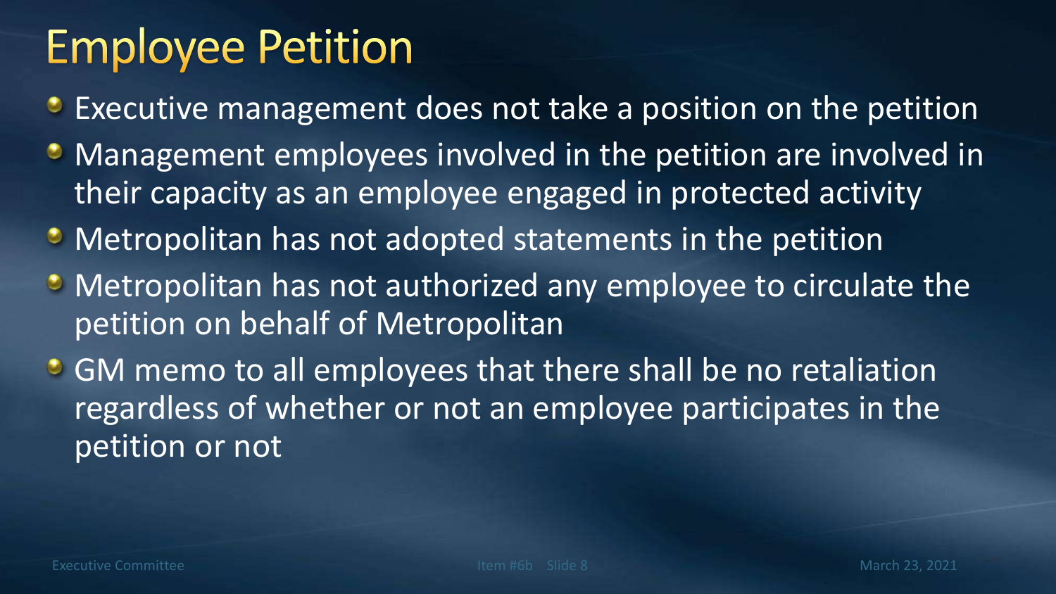# Employee Petition

- Executive management does not take a position on the petition
- Management employees involved in the petition are involved in their capacity as an employee engaged in protected activity
- Metropolitan has not adopted statements in the petition
- Metropolitan has not authorized any employee to circulate the petition on behalf of Metropolitan
- GM memo to all employees that there shall be no retaliation regardless of whether or not an employee participates in the petition or not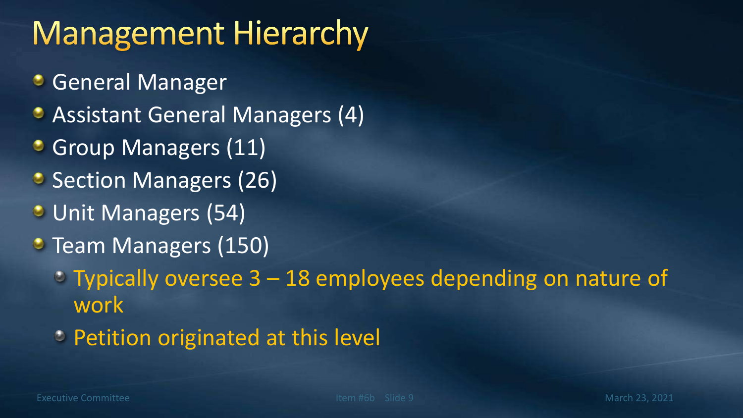# Management Hierarchy

- General Manager
- Assistant General Managers (4)
- Group Managers (11)
- Section Managers (26)
- Unit Managers (54)
- Team Managers (150)
  - Typically oversee 3 – 18 employees depending on nature of work
  - Petition originated at this level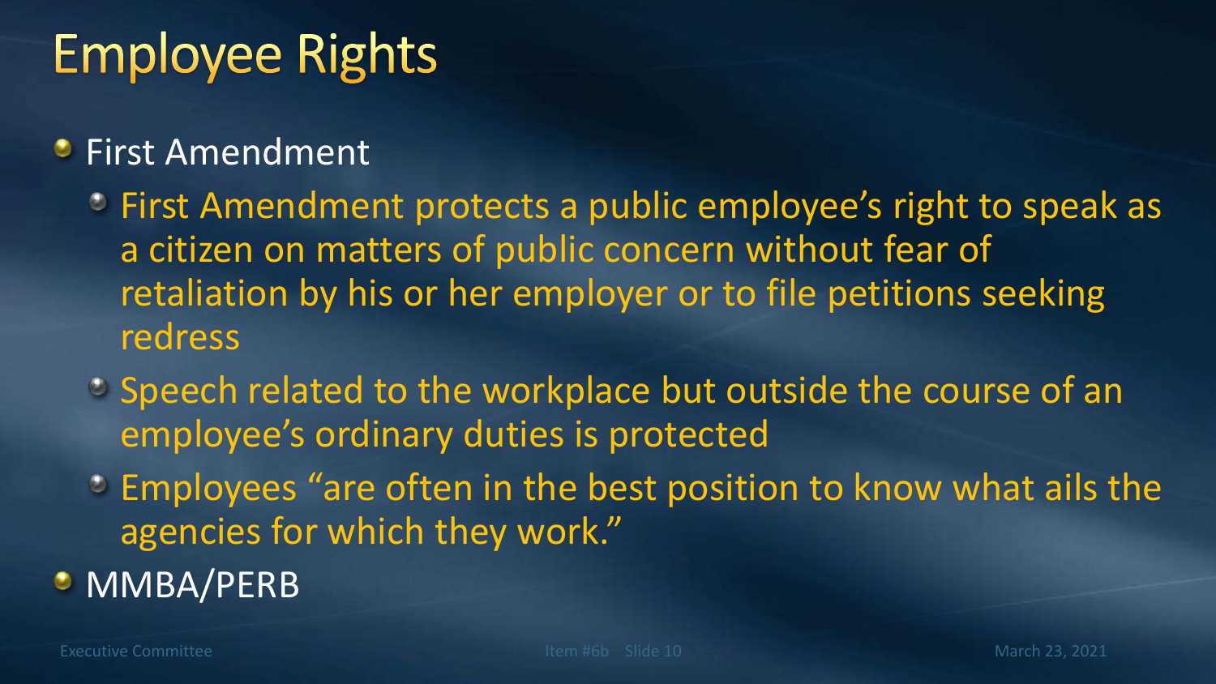# Employee Rights

- First Amendment
  - First Amendment protects a public employee's right to speak as a citizen on matters of public concern without fear of retaliation by his or her employer or to file petitions seeking redress
  - Speech related to the workplace but outside the course of an employee's ordinary duties is protected
  - Employees "are often in the best position to know what ails the agencies for which they work."
- MMBA/PERB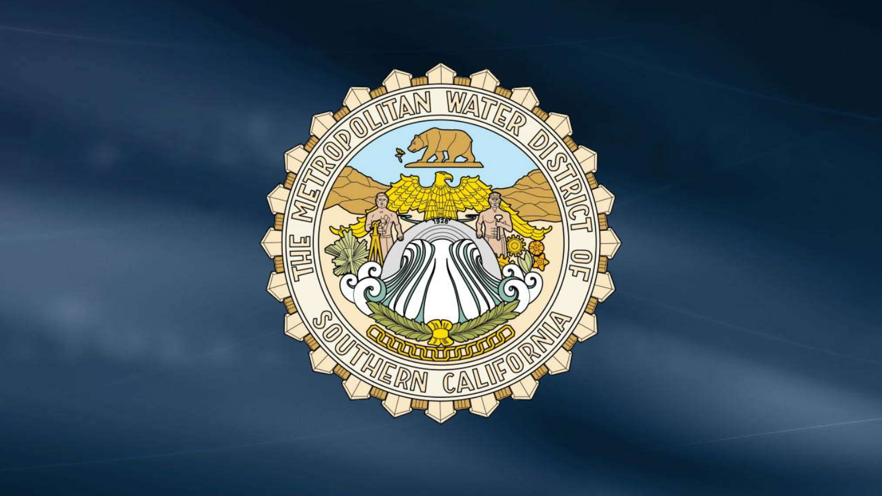THE METROPOLITAN WATER DISTRICT OF SOUTHERN CALIFORNIA

1928